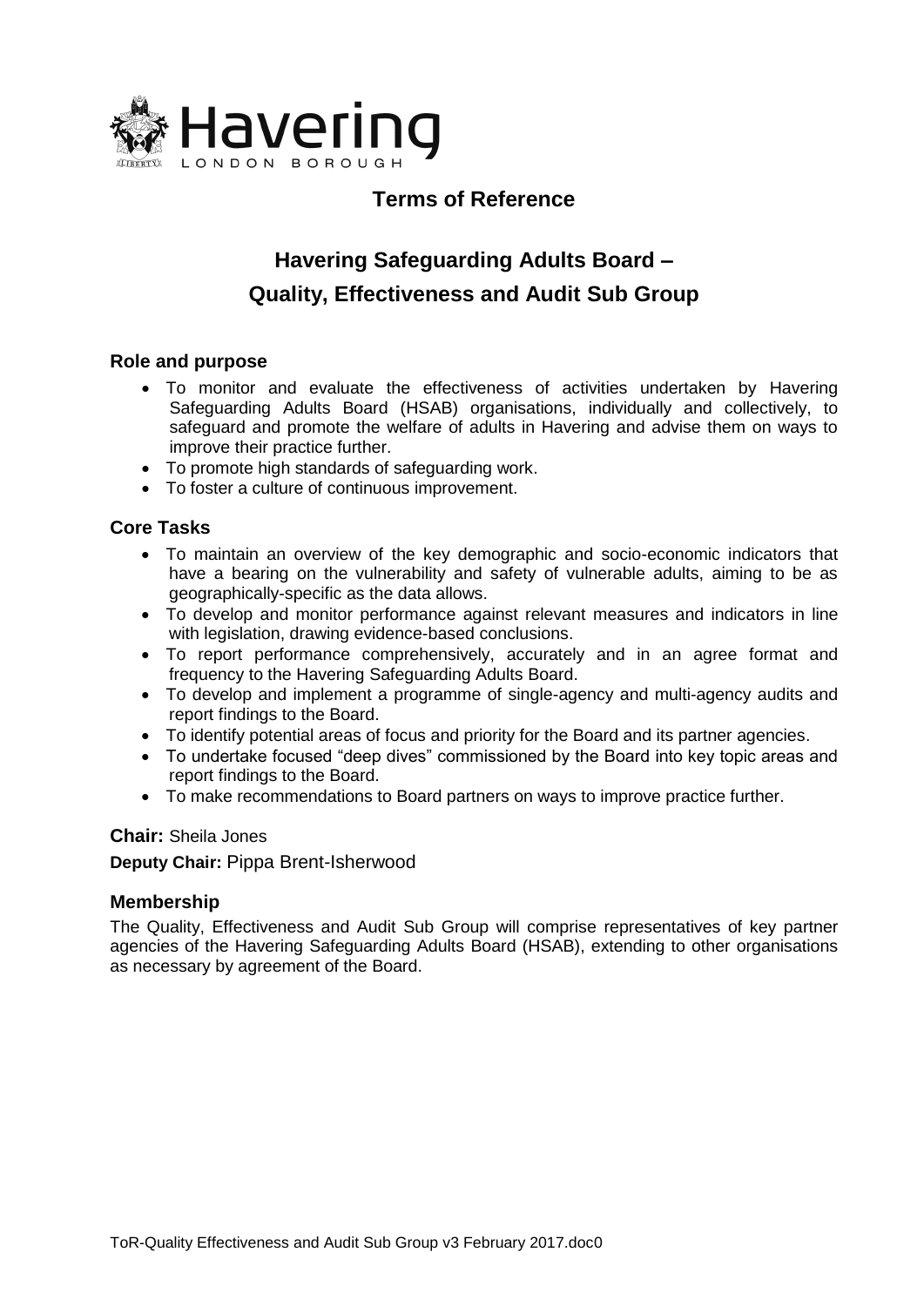Havering LONDON BOROUGH

# Terms of Reference

## Havering Safeguarding Adults Board – Quality, Effectiveness and Audit Sub Group

### Role and purpose

- To monitor and evaluate the effectiveness of activities undertaken by Havering Safeguarding Adults Board (HSAB) organisations, individually and collectively, to safeguard and promote the welfare of adults in Havering and advise them on ways to improve their practice further.
- To promote high standards of safeguarding work.
- To foster a culture of continuous improvement.

### Core Tasks

- To maintain an overview of the key demographic and socio-economic indicators that have a bearing on the vulnerability and safety of vulnerable adults, aiming to be as geographically-specific as the data allows.
- To develop and monitor performance against relevant measures and indicators in line with legislation, drawing evidence-based conclusions.
- To report performance comprehensively, accurately and in an agree format and frequency to the Havering Safeguarding Adults Board.
- To develop and implement a programme of single-agency and multi-agency audits and report findings to the Board.
- To identify potential areas of focus and priority for the Board and its partner agencies.
- To undertake focused "deep dives" commissioned by the Board into key topic areas and report findings to the Board.
- To make recommendations to Board partners on ways to improve practice further.

**Chair:** Sheila Jones

**Deputy Chair:** Pippa Brent-Isherwood

### Membership

The Quality, Effectiveness and Audit Sub Group will comprise representatives of key partner agencies of the Havering Safeguarding Adults Board (HSAB), extending to other organisations as necessary by agreement of the Board.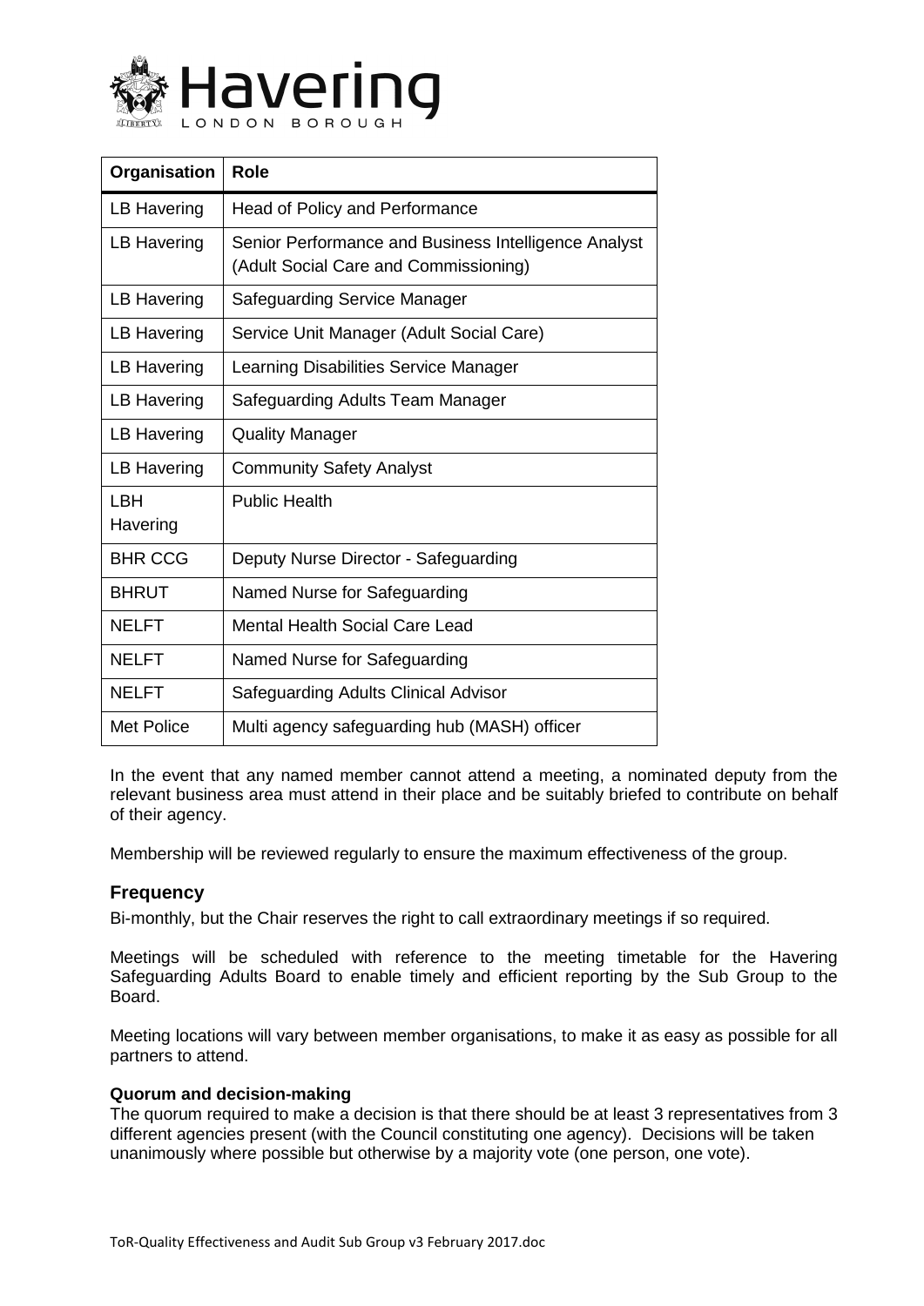| Organisation | Role |
|---|---|
| LB Havering | Head of Policy and Performance |
| LB Havering | Senior Performance and Business Intelligence Analyst (Adult Social Care and Commissioning) |
| LB Havering | Safeguarding Service Manager |
| LB Havering | Service Unit Manager (Adult Social Care) |
| LB Havering | Learning Disabilities Service Manager |
| LB Havering | Safeguarding Adults Team Manager |
| LB Havering | Quality Manager |
| LB Havering | Community Safety Analyst |
| LBH Havering | Public Health |
| BHR CCG | Deputy Nurse Director - Safeguarding |
| BHRUT | Named Nurse for Safeguarding |
| NELFT | Mental Health Social Care Lead |
| NELFT | Named Nurse for Safeguarding |
| NELFT | Safeguarding Adults Clinical Advisor |
| Met Police | Multi agency safeguarding hub (MASH) officer |

In the event that any named member cannot attend a meeting, a nominated deputy from the relevant business area must attend in their place and be suitably briefed to contribute on behalf of their agency.

Membership will be reviewed regularly to ensure the maximum effectiveness of the group.

## Frequency

Bi-monthly, but the Chair reserves the right to call extraordinary meetings if so required.

Meetings will be scheduled with reference to the meeting timetable for the Havering Safeguarding Adults Board to enable timely and efficient reporting by the Sub Group to the Board.

Meeting locations will vary between member organisations, to make it as easy as possible for all partners to attend.

### Quorum and decision-making

The quorum required to make a decision is that there should be at least 3 representatives from 3 different agencies present (with the Council constituting one agency). Decisions will be taken unanimously where possible but otherwise by a majority vote (one person, one vote).